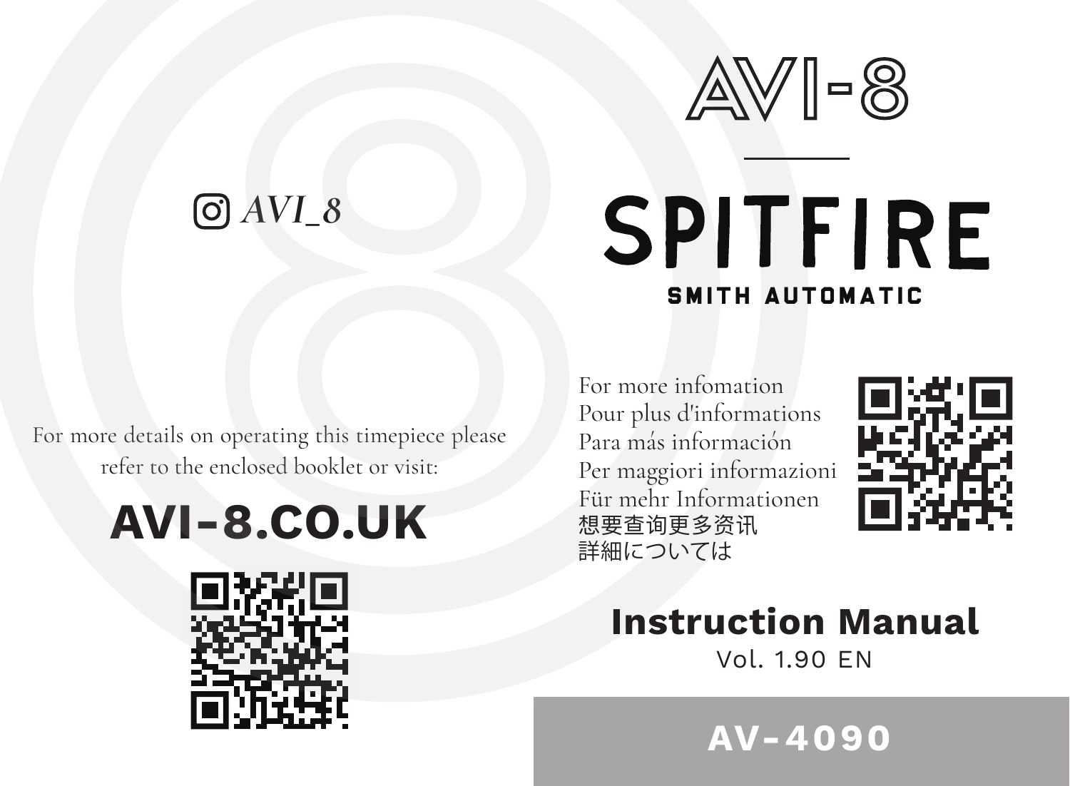# AVI-8

# SPITFIRE

## SMITH AUTOMATIC

For more infomation
Pour plus d'informations
Para más información
Per maggiori informazioni
Für mehr Informationen
想要查询更多资讯
詳細については

**Instruction Manual**

Vol. 1.90 EN

**AV-4090**

*AVI_8*

For more details on operating this timepiece please refer to the enclosed booklet or visit:

**AVI-8.CO.UK**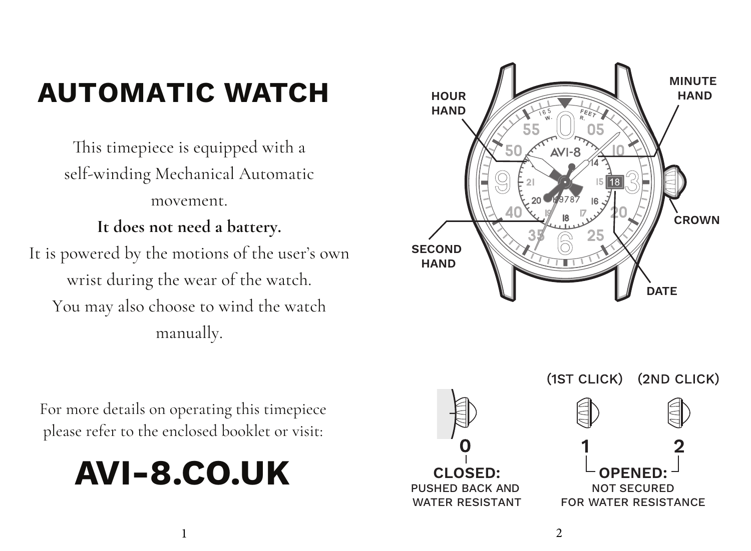# AUTOMATIC WATCH

This timepiece is equipped with a self-winding Mechanical Automatic movement.

**It does not need a battery.**

It is powered by the motions of the user's own wrist during the wear of the watch.

You may also choose to wind the watch manually.

For more details on operating this timepiece please refer to the enclosed booklet or visit:

# AVI-8.CO.UK

HOUR HAND

MINUTE HAND

CROWN

SECOND HAND

DATE

(1ST CLICK) (2ND CLICK)

0

**CLOSED:**
PUSHED BACK AND WATER RESISTANT

1 2

**OPENED:**
NOT SECURED FOR WATER RESISTANCE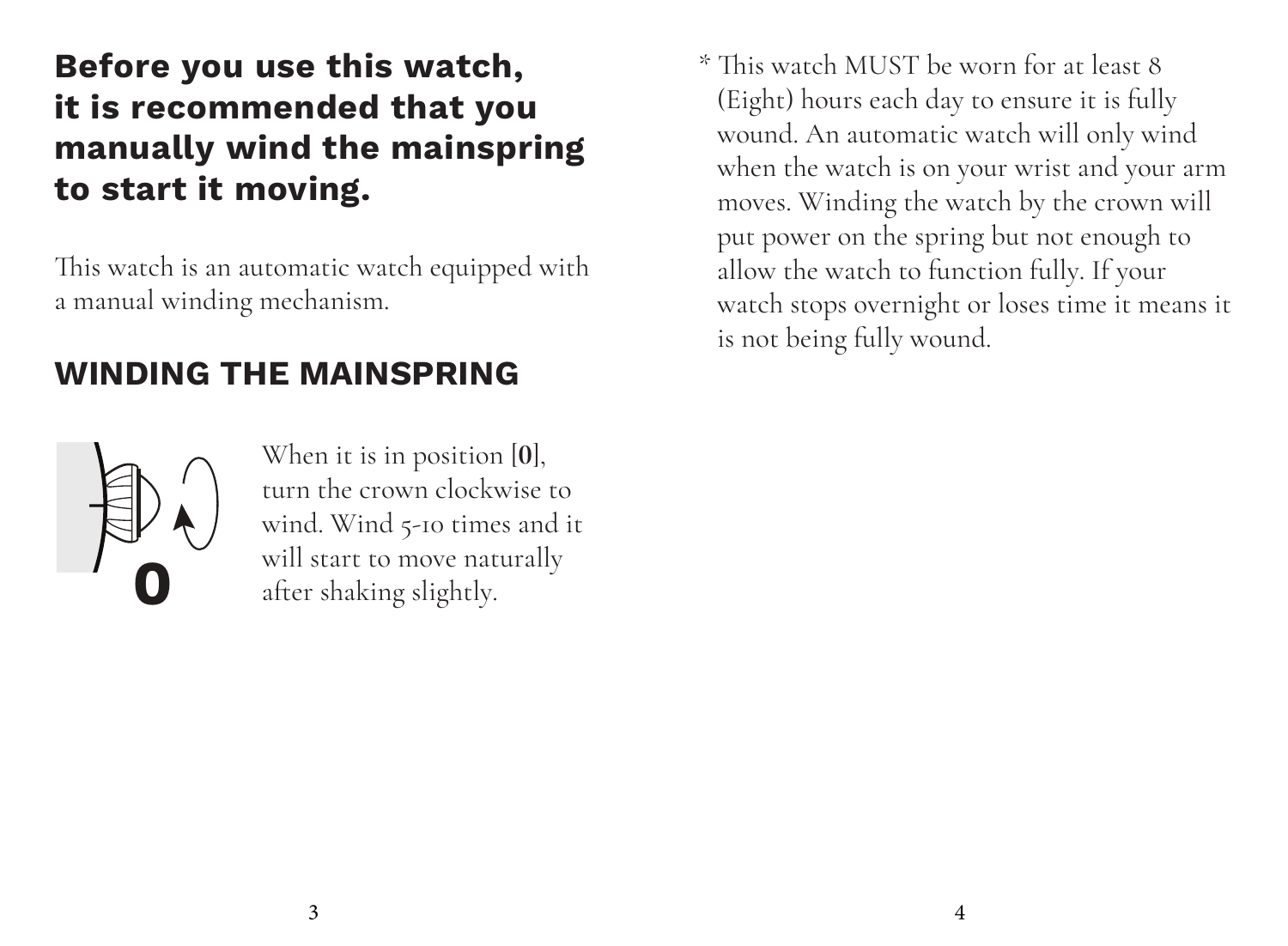## Before you use this watch, it is recommended that you manually wind the mainspring to start it moving.

This watch is an automatic watch equipped with a manual winding mechanism.

## WINDING THE MAINSPRING

0

When it is in position [**0**], turn the crown clockwise to wind. Wind 5-10 times and it will start to move naturally after shaking slightly.

* This watch MUST be worn for at least 8 (Eight) hours each day to ensure it is fully wound. An automatic watch will only wind when the watch is on your wrist and your arm moves. Winding the watch by the crown will put power on the spring but not enough to allow the watch to function fully. If your watch stops overnight or loses time it means it is not being fully wound.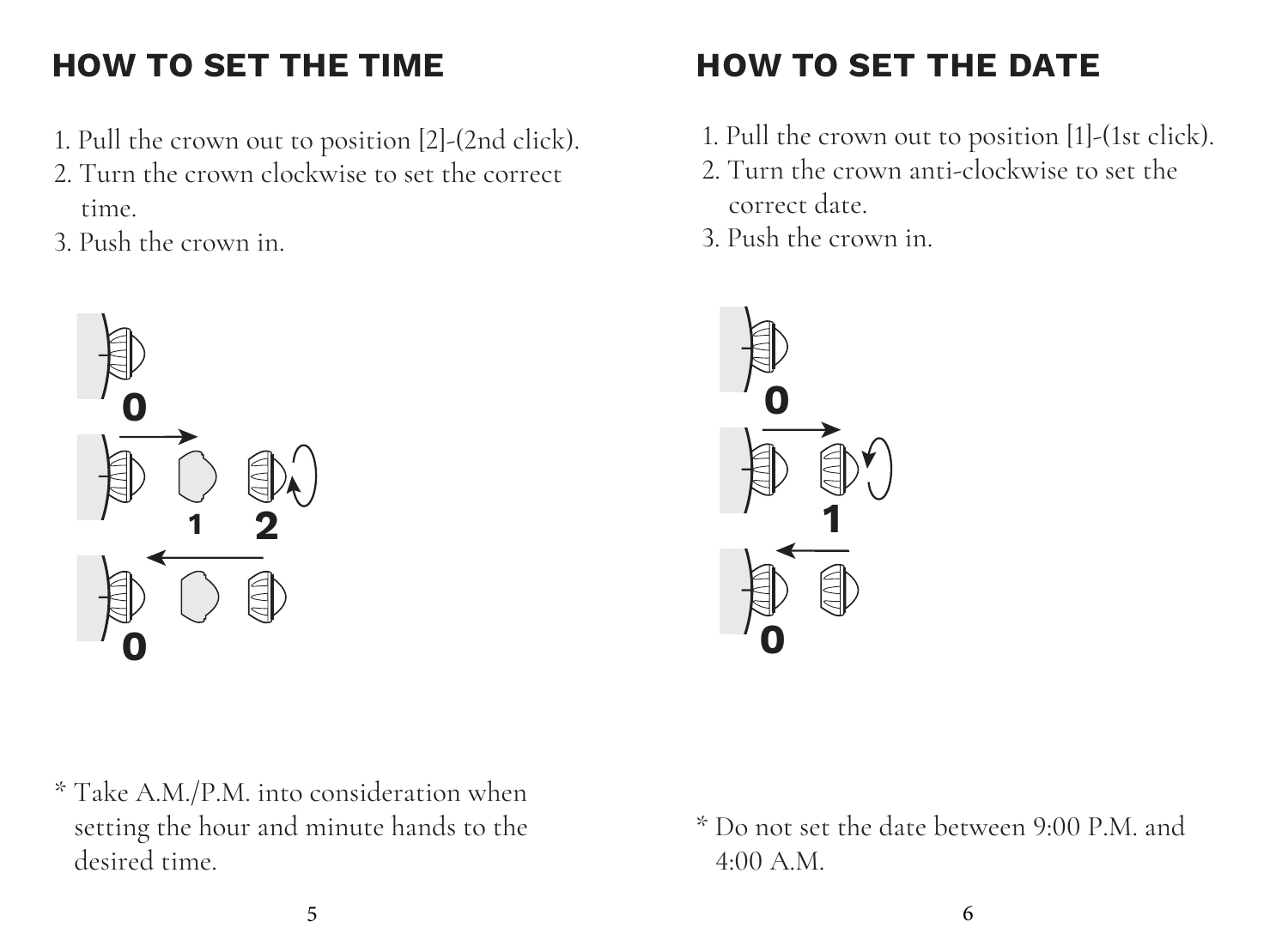## HOW TO SET THE TIME

1. Pull the crown out to position [2]-(2nd click).
2. Turn the crown clockwise to set the correct time.
3. Push the crown in.

* Take A.M./P.M. into consideration when setting the hour and minute hands to the desired time.

## HOW TO SET THE DATE

1. Pull the crown out to position [1]-(1st click).
2. Turn the crown anti-clockwise to set the correct date.
3. Push the crown in.

* Do not set the date between 9:00 P.M. and 4:00 A.M.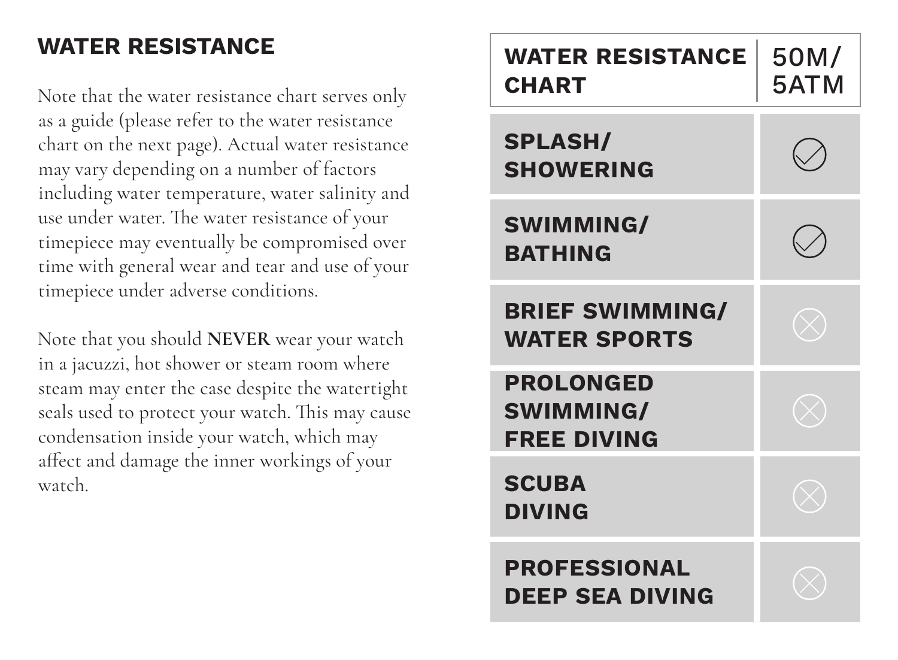## WATER RESISTANCE

Note that the water resistance chart serves only as a guide (please refer to the water resistance chart on the next page). Actual water resistance may vary depending on a number of factors including water temperature, water salinity and use under water. The water resistance of your timepiece may eventually be compromised over time with general wear and tear and use of your timepiece under adverse conditions.

Note that you should **NEVER** wear your watch in a jacuzzi, hot shower or steam room where steam may enter the case despite the watertight seals used to protect your watch. This may cause condensation inside your watch, which may affect and damage the inner workings of your watch.

| WATER RESISTANCE CHART | 50M/ 5ATM |
|---|---|
| SPLASH/ SHOWERING | ✓ |
| SWIMMING/ BATHING | ✓ |
| BRIEF SWIMMING/ WATER SPORTS | ✗ |
| PROLONGED SWIMMING/ FREE DIVING | ✗ |
| SCUBA DIVING | ✗ |
| PROFESSIONAL DEEP SEA DIVING | ✗ |